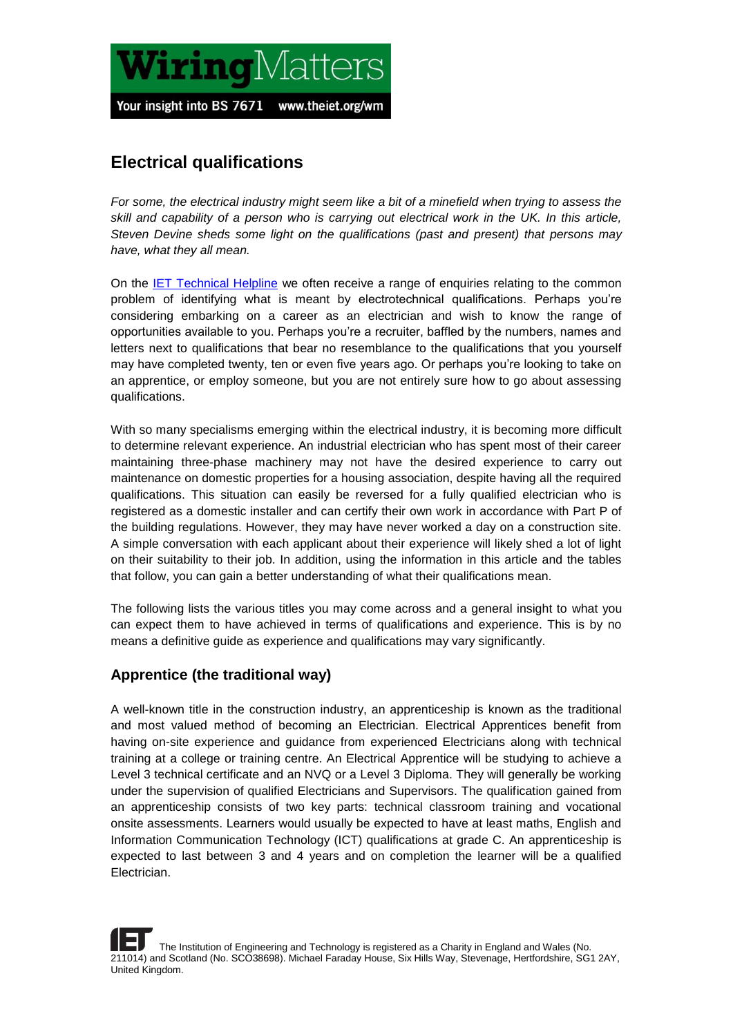# Electrical qualifications

*For some, the electrical industry might seem like a bit of a minefield when trying to assess the skill and capability of a person who is carrying out electrical work in the UK. In this article, Steven Devine sheds some light on the qualifications (past and present) that persons may have, what they all mean.*

On the [IET Technical Helpline](IET Technical Helpline) we often receive a range of enquiries relating to the common problem of identifying what is meant by electrotechnical qualifications. Perhaps you're considering embarking on a career as an electrician and wish to know the range of opportunities available to you. Perhaps you're a recruiter, baffled by the numbers, names and letters next to qualifications that bear no resemblance to the qualifications that you yourself may have completed twenty, ten or even five years ago. Or perhaps you're looking to take on an apprentice, or employ someone, but you are not entirely sure how to go about assessing qualifications.

With so many specialisms emerging within the electrical industry, it is becoming more difficult to determine relevant experience. An industrial electrician who has spent most of their career maintaining three-phase machinery may not have the desired experience to carry out maintenance on domestic properties for a housing association, despite having all the required qualifications. This situation can easily be reversed for a fully qualified electrician who is registered as a domestic installer and can certify their own work in accordance with Part P of the building regulations. However, they may have never worked a day on a construction site. A simple conversation with each applicant about their experience will likely shed a lot of light on their suitability to their job. In addition, using the information in this article and the tables that follow, you can gain a better understanding of what their qualifications mean.

The following lists the various titles you may come across and a general insight to what you can expect them to have achieved in terms of qualifications and experience. This is by no means a definitive guide as experience and qualifications may vary significantly.

## Apprentice (the traditional way)

A well-known title in the construction industry, an apprenticeship is known as the traditional and most valued method of becoming an Electrician. Electrical Apprentices benefit from having on-site experience and guidance from experienced Electricians along with technical training at a college or training centre. An Electrical Apprentice will be studying to achieve a Level 3 technical certificate and an NVQ or a Level 3 Diploma. They will generally be working under the supervision of qualified Electricians and Supervisors. The qualification gained from an apprenticeship consists of two key parts: technical classroom training and vocational onsite assessments. Learners would usually be expected to have at least maths, English and Information Communication Technology (ICT) qualifications at grade C. An apprenticeship is expected to last between 3 and 4 years and on completion the learner will be a qualified Electrician.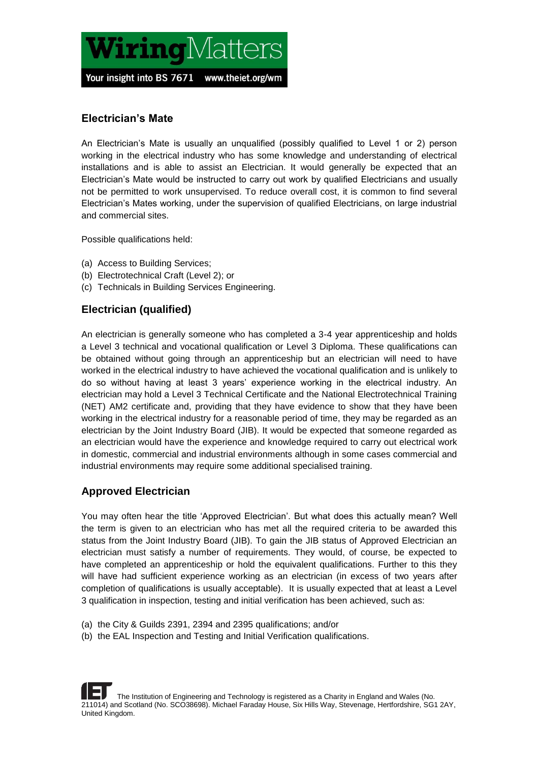## Electrician's Mate

An Electrician's Mate is usually an unqualified (possibly qualified to Level 1 or 2) person working in the electrical industry who has some knowledge and understanding of electrical installations and is able to assist an Electrician. It would generally be expected that an Electrician's Mate would be instructed to carry out work by qualified Electricians and usually not be permitted to work unsupervised. To reduce overall cost, it is common to find several Electrician's Mates working, under the supervision of qualified Electricians, on large industrial and commercial sites.

Possible qualifications held:

(a) Access to Building Services;
(b) Electrotechnical Craft (Level 2); or
(c) Technicals in Building Services Engineering.

## Electrician (qualified)

An electrician is generally someone who has completed a 3-4 year apprenticeship and holds a Level 3 technical and vocational qualification or Level 3 Diploma. These qualifications can be obtained without going through an apprenticeship but an electrician will need to have worked in the electrical industry to have achieved the vocational qualification and is unlikely to do so without having at least 3 years' experience working in the electrical industry. An electrician may hold a Level 3 Technical Certificate and the National Electrotechnical Training (NET) AM2 certificate and, providing that they have evidence to show that they have been working in the electrical industry for a reasonable period of time, they may be regarded as an electrician by the Joint Industry Board (JIB). It would be expected that someone regarded as an electrician would have the experience and knowledge required to carry out electrical work in domestic, commercial and industrial environments although in some cases commercial and industrial environments may require some additional specialised training.

## Approved Electrician

You may often hear the title 'Approved Electrician'. But what does this actually mean? Well the term is given to an electrician who has met all the required criteria to be awarded this status from the Joint Industry Board (JIB). To gain the JIB status of Approved Electrician an electrician must satisfy a number of requirements. They would, of course, be expected to have completed an apprenticeship or hold the equivalent qualifications. Further to this they will have had sufficient experience working as an electrician (in excess of two years after completion of qualifications is usually acceptable). It is usually expected that at least a Level 3 qualification in inspection, testing and initial verification has been achieved, such as:

(a) the City & Guilds 2391, 2394 and 2395 qualifications; and/or
(b) the EAL Inspection and Testing and Initial Verification qualifications.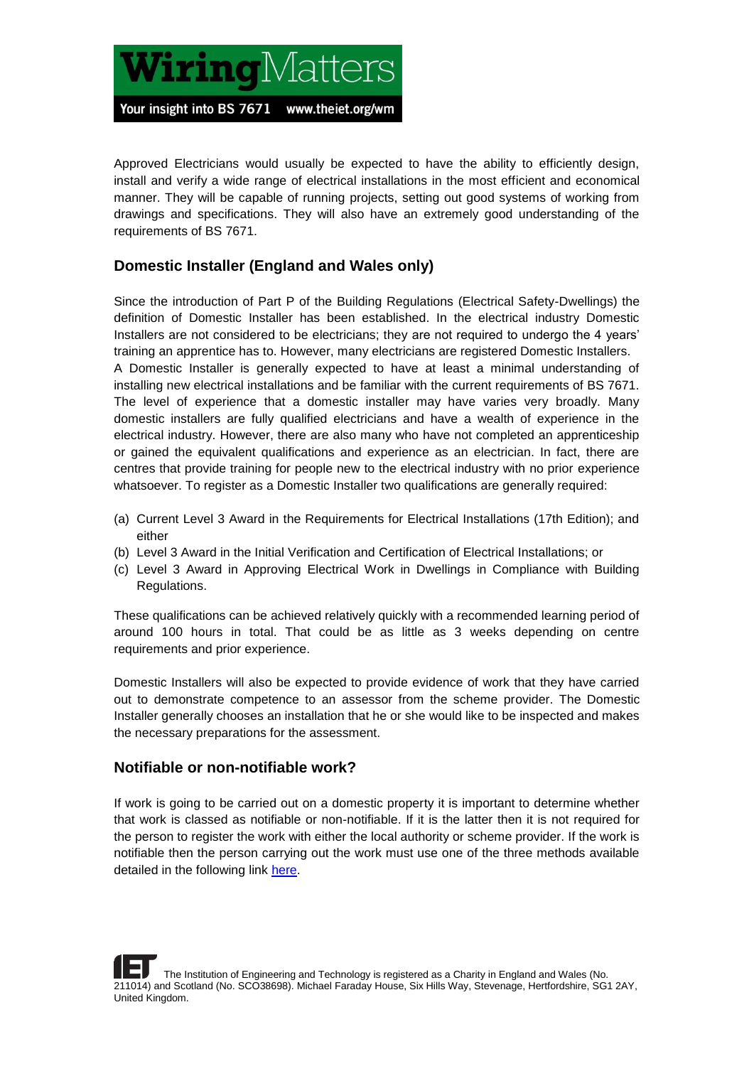Approved Electricians would usually be expected to have the ability to efficiently design, install and verify a wide range of electrical installations in the most efficient and economical manner. They will be capable of running projects, setting out good systems of working from drawings and specifications. They will also have an extremely good understanding of the requirements of BS 7671.

### Domestic Installer (England and Wales only)

Since the introduction of Part P of the Building Regulations (Electrical Safety-Dwellings) the definition of Domestic Installer has been established. In the electrical industry Domestic Installers are not considered to be electricians; they are not required to undergo the 4 years' training an apprentice has to. However, many electricians are registered Domestic Installers.
A Domestic Installer is generally expected to have at least a minimal understanding of installing new electrical installations and be familiar with the current requirements of BS 7671. The level of experience that a domestic installer may have varies very broadly. Many domestic installers are fully qualified electricians and have a wealth of experience in the electrical industry. However, there are also many who have not completed an apprenticeship or gained the equivalent qualifications and experience as an electrician. In fact, there are centres that provide training for people new to the electrical industry with no prior experience whatsoever. To register as a Domestic Installer two qualifications are generally required:

(a) Current Level 3 Award in the Requirements for Electrical Installations (17th Edition); and either
(b) Level 3 Award in the Initial Verification and Certification of Electrical Installations; or
(c) Level 3 Award in Approving Electrical Work in Dwellings in Compliance with Building Regulations.

These qualifications can be achieved relatively quickly with a recommended learning period of around 100 hours in total. That could be as little as 3 weeks depending on centre requirements and prior experience.

Domestic Installers will also be expected to provide evidence of work that they have carried out to demonstrate competence to an assessor from the scheme provider. The Domestic Installer generally chooses an installation that he or she would like to be inspected and makes the necessary preparations for the assessment.

### Notifiable or non-notifiable work?

If work is going to be carried out on a domestic property it is important to determine whether that work is classed as notifiable or non-notifiable. If it is the latter then it is not required for the person to register the work with either the local authority or scheme provider. If the work is notifiable then the person carrying out the work must use one of the three methods available detailed in the following link here.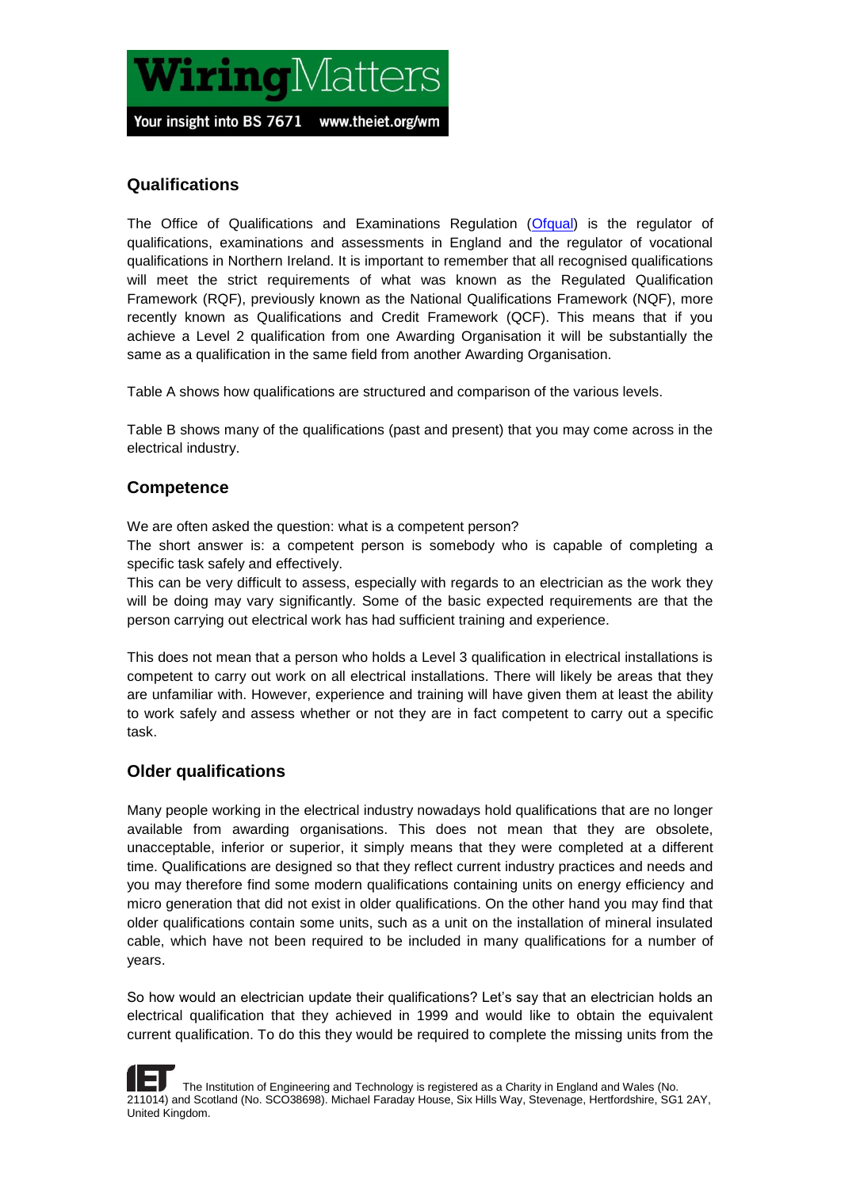## Qualifications

The Office of Qualifications and Examinations Regulation (Ofqual) is the regulator of qualifications, examinations and assessments in England and the regulator of vocational qualifications in Northern Ireland. It is important to remember that all recognised qualifications will meet the strict requirements of what was known as the Regulated Qualification Framework (RQF), previously known as the National Qualifications Framework (NQF), more recently known as Qualifications and Credit Framework (QCF). This means that if you achieve a Level 2 qualification from one Awarding Organisation it will be substantially the same as a qualification in the same field from another Awarding Organisation.

Table A shows how qualifications are structured and comparison of the various levels.

Table B shows many of the qualifications (past and present) that you may come across in the electrical industry.

## Competence

We are often asked the question: what is a competent person?
The short answer is: a competent person is somebody who is capable of completing a specific task safely and effectively.
This can be very difficult to assess, especially with regards to an electrician as the work they will be doing may vary significantly. Some of the basic expected requirements are that the person carrying out electrical work has had sufficient training and experience.

This does not mean that a person who holds a Level 3 qualification in electrical installations is competent to carry out work on all electrical installations. There will likely be areas that they are unfamiliar with. However, experience and training will have given them at least the ability to work safely and assess whether or not they are in fact competent to carry out a specific task.

## Older qualifications

Many people working in the electrical industry nowadays hold qualifications that are no longer available from awarding organisations. This does not mean that they are obsolete, unacceptable, inferior or superior, it simply means that they were completed at a different time. Qualifications are designed so that they reflect current industry practices and needs and you may therefore find some modern qualifications containing units on energy efficiency and micro generation that did not exist in older qualifications. On the other hand you may find that older qualifications contain some units, such as a unit on the installation of mineral insulated cable, which have not been required to be included in many qualifications for a number of years.

So how would an electrician update their qualifications? Let's say that an electrician holds an electrical qualification that they achieved in 1999 and would like to obtain the equivalent current qualification. To do this they would be required to complete the missing units from the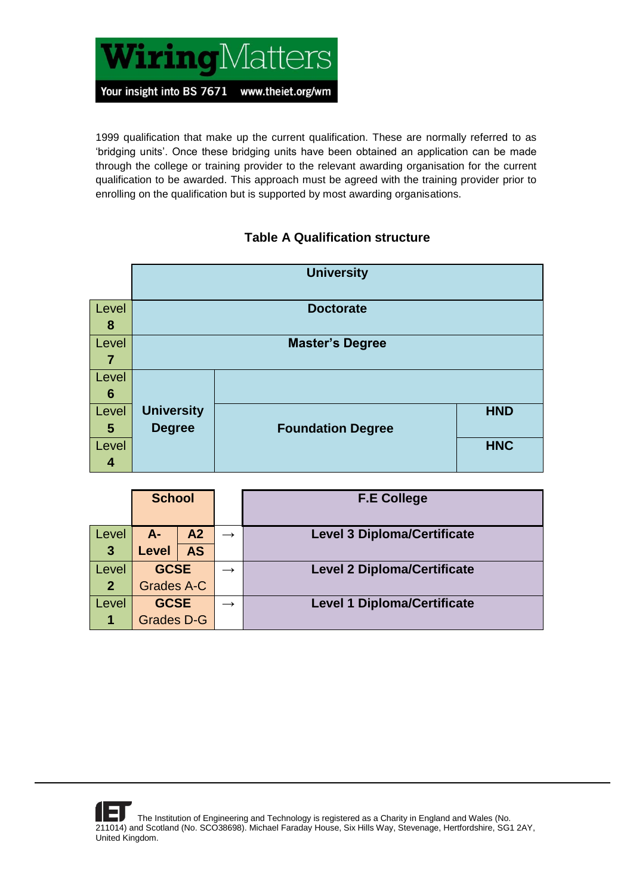1999 qualification that make up the current qualification. These are normally referred to as 'bridging units'. Once these bridging units have been obtained an application can be made through the college or training provider to the relevant awarding organisation for the current qualification to be awarded. This approach must be agreed with the training provider prior to enrolling on the qualification but is supported by most awarding organisations.

**Table A Qualification structure**

| | University | | |
|---|---|---|---|
| Level 8 | Doctorate | | |
| Level 7 | Master's Degree | | |
| Level 6 | University Degree | | |
| Level 5 | | Foundation Degree | HND |
| Level 4 | | | HNC |

| | School | | | F.E College |
|---|---|---|---|---|
| Level 3 | A-Level | A2 / AS | → | Level 3 Diploma/Certificate |
| Level 2 | GCSE Grades A-C | | → | Level 2 Diploma/Certificate |
| Level 1 | GCSE Grades D-G | | → | Level 1 Diploma/Certificate |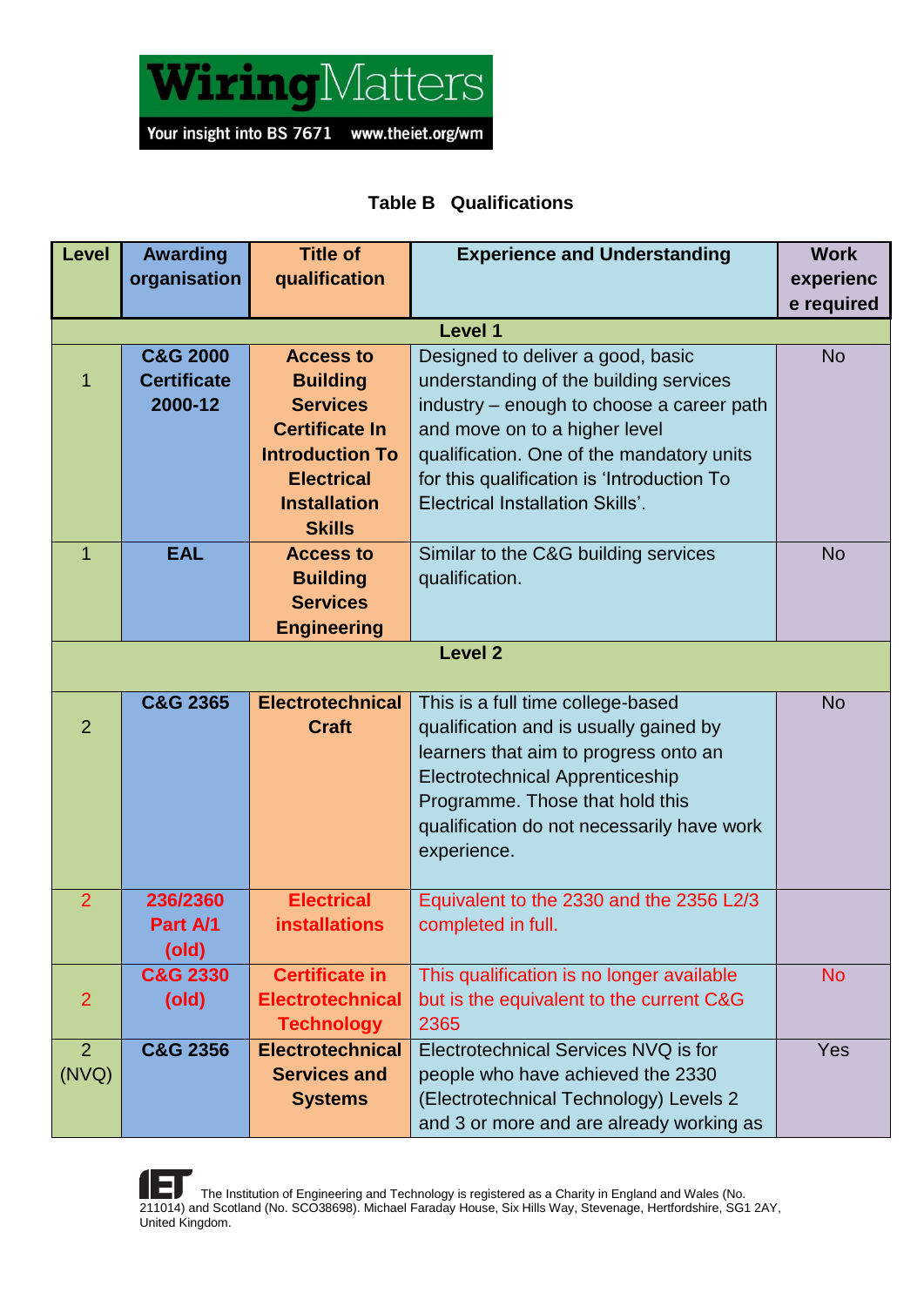**Table B Qualifications**

| Level | Awarding organisation | Title of qualification | Experience and Understanding | Work experience required |
|---|---|---|---|---|
| | | | **Level 1** | |
| 1 | **C&G 2000 Certificate 2000-12** | **Access to Building Services Certificate In Introduction To Electrical Installation Skills** | Designed to deliver a good, basic understanding of the building services industry – enough to choose a career path and move on to a higher level qualification. One of the mandatory units for this qualification is 'Introduction To Electrical Installation Skills'. | No |
| 1 | **EAL** | **Access to Building Services Engineering** | Similar to the C&G building services qualification. | No |
| | | | **Level 2** | |
| 2 | **C&G 2365** | **Electrotechnical Craft** | This is a full time college-based qualification and is usually gained by learners that aim to progress onto an Electrotechnical Apprenticeship Programme. Those that hold this qualification do not necessarily have work experience. | No |
| 2 | **236/2360 Part A/1 (old)** | **Electrical installations** | Equivalent to the 2330 and the 2356 L2/3 completed in full. | |
| 2 | **C&G 2330 (old)** | **Certificate in Electrotechnical Technology** | This qualification is no longer available but is the equivalent to the current C&G 2365 | No |
| 2 (NVQ) | **C&G 2356** | **Electrotechnical Services and Systems** | Electrotechnical Services NVQ is for people who have achieved the 2330 (Electrotechnical Technology) Levels 2 and 3 or more and are already working as | Yes |

The Institution of Engineering and Technology is registered as a Charity in England and Wales (No. 211014) and Scotland (No. SCO38698). Michael Faraday House, Six Hills Way, Stevenage, Hertfordshire, SG1 2AY, United Kingdom.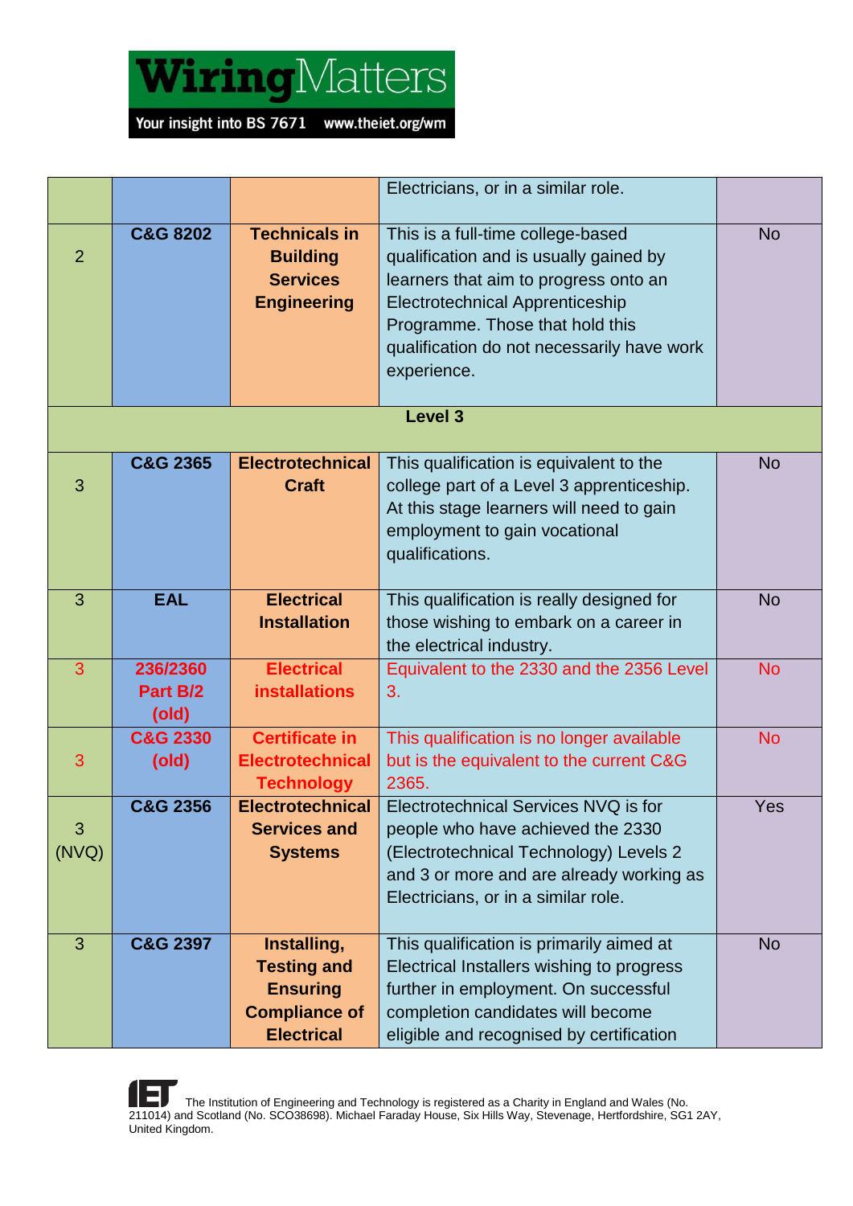| | | | | |
|---|---|---|---|---|
| | | | Electricians, or in a similar role. | |
| 2 | **C&G 8202** | **Technicals in Building Services Engineering** | This is a full-time college-based qualification and is usually gained by learners that aim to progress onto an Electrotechnical Apprenticeship Programme. Those that hold this qualification do not necessarily have work experience. | No |
| **Level 3** | | | | |
| 3 | **C&G 2365** | **Electrotechnical Craft** | This qualification is equivalent to the college part of a Level 3 apprenticeship. At this stage learners will need to gain employment to gain vocational qualifications. | No |
| 3 | **EAL** | **Electrical Installation** | This qualification is really designed for those wishing to embark on a career in the electrical industry. | No |
| 3 | **236/2360 Part B/2 (old)** | **Electrical installations** | Equivalent to the 2330 and the 2356 Level 3. | No |
| 3 | **C&G 2330 (old)** | **Certificate in Electrotechnical Technology** | This qualification is no longer available but is the equivalent to the current C&G 2365. | No |
| 3 (NVQ) | **C&G 2356** | **Electrotechnical Services and Systems** | Electrotechnical Services NVQ is for people who have achieved the 2330 (Electrotechnical Technology) Levels 2 and 3 or more and are already working as Electricians, or in a similar role. | Yes |
| 3 | **C&G 2397** | **Installing, Testing and Ensuring Compliance of Electrical** | This qualification is primarily aimed at Electrical Installers wishing to progress further in employment. On successful completion candidates will become eligible and recognised by certification | No |

The Institution of Engineering and Technology is registered as a Charity in England and Wales (No. 211014) and Scotland (No. SCO38698). Michael Faraday House, Six Hills Way, Stevenage, Hertfordshire, SG1 2AY, United Kingdom.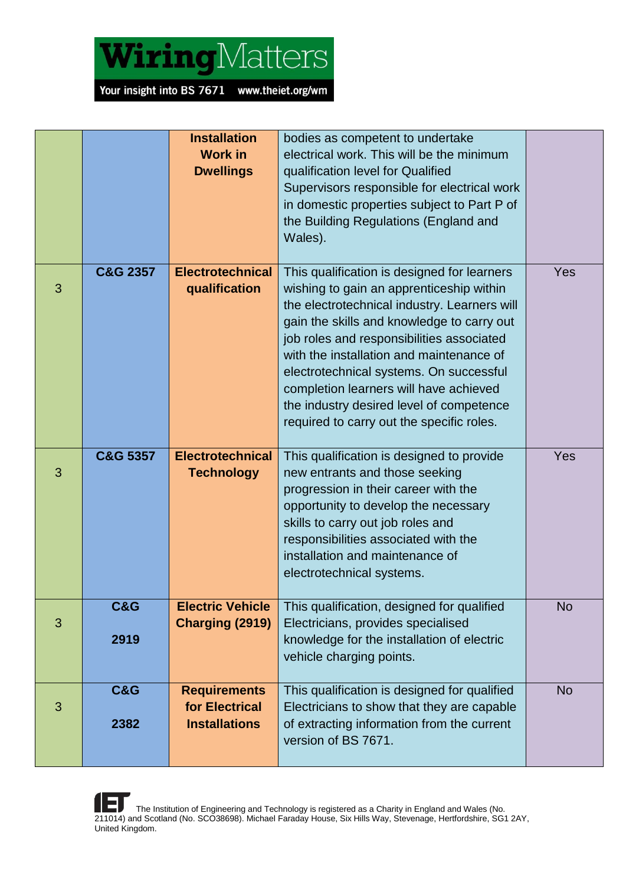| | | | | |
|---|---|---|---|---|
| | | **Installation Work in Dwellings** | bodies as competent to undertake electrical work. This will be the minimum qualification level for Qualified Supervisors responsible for electrical work in domestic properties subject to Part P of the Building Regulations (England and Wales). | |
| 3 | **C&G 2357** | **Electrotechnical qualification** | This qualification is designed for learners wishing to gain an apprenticeship within the electrotechnical industry. Learners will gain the skills and knowledge to carry out job roles and responsibilities associated with the installation and maintenance of electrotechnical systems. On successful completion learners will have achieved the industry desired level of competence required to carry out the specific roles. | Yes |
| 3 | **C&G 5357** | **Electrotechnical Technology** | This qualification is designed to provide new entrants and those seeking progression in their career with the opportunity to develop the necessary skills to carry out job roles and responsibilities associated with the installation and maintenance of electrotechnical systems. | Yes |
| 3 | **C&G 2919** | **Electric Vehicle Charging (2919)** | This qualification, designed for qualified Electricians, provides specialised knowledge for the installation of electric vehicle charging points. | No |
| 3 | **C&G 2382** | **Requirements for Electrical Installations** | This qualification is designed for qualified Electricians to show that they are capable of extracting information from the current version of BS 7671. | No |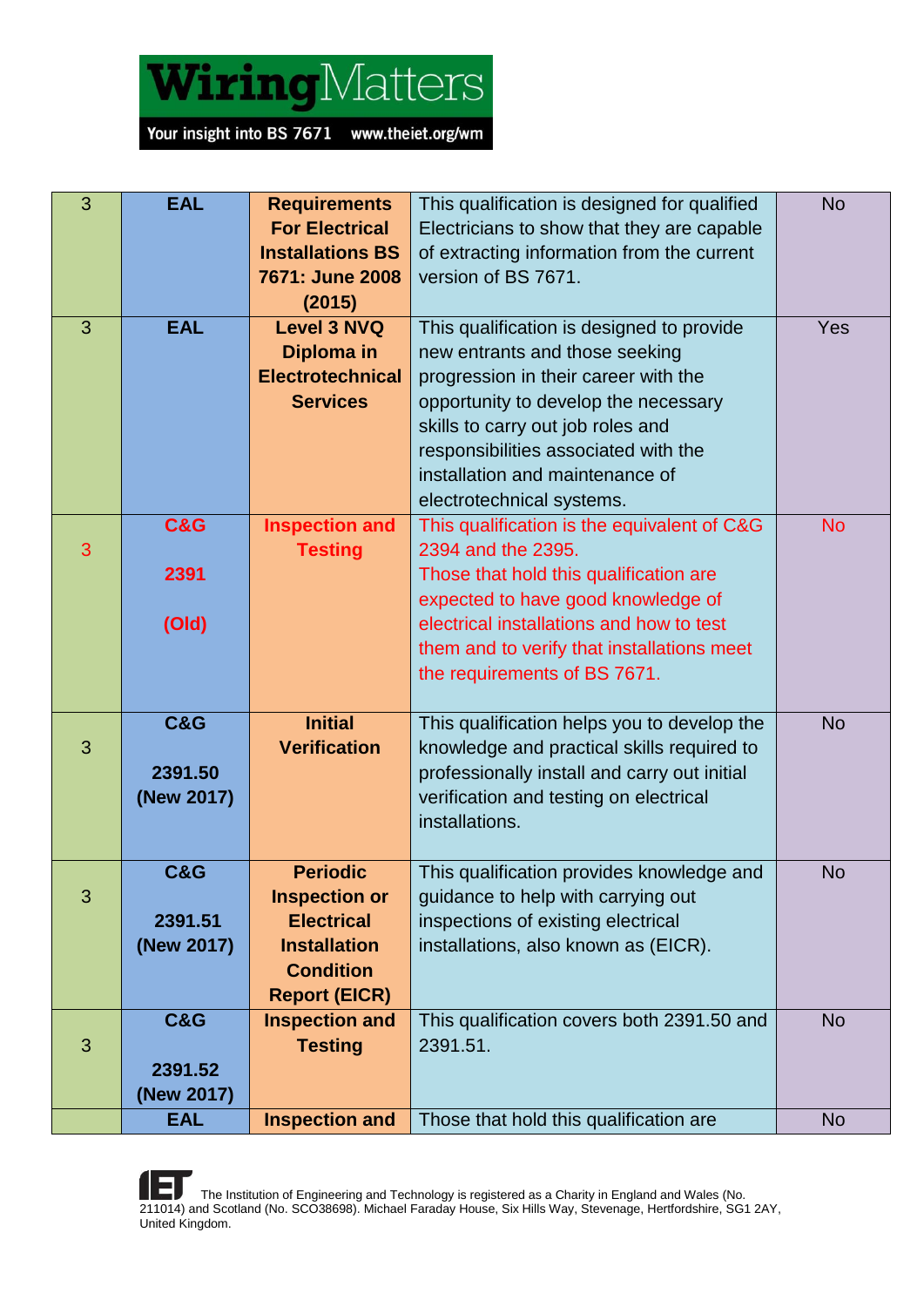| 3 | EAL | **Requirements For Electrical Installations BS 7671: June 2008 (2015)** | This qualification is designed for qualified Electricians to show that they are capable of extracting information from the current version of BS 7671. | No |
|---|---|---|---|---|
| 3 | EAL | **Level 3 NVQ Diploma in Electrotechnical Services** | This qualification is designed to provide new entrants and those seeking progression in their career with the opportunity to develop the necessary skills to carry out job roles and responsibilities associated with the installation and maintenance of electrotechnical systems. | Yes |
| 3 | **C&G 2391 (Old)** | **Inspection and Testing** | This qualification is the equivalent of C&G 2394 and the 2395. Those that hold this qualification are expected to have good knowledge of electrical installations and how to test them and to verify that installations meet the requirements of BS 7671. | No |
| 3 | **C&G 2391.50 (New 2017)** | **Initial Verification** | This qualification helps you to develop the knowledge and practical skills required to professionally install and carry out initial verification and testing on electrical installations. | No |
| 3 | **C&G 2391.51 (New 2017)** | **Periodic Inspection or Electrical Installation Condition Report (EICR)** | This qualification provides knowledge and guidance to help with carrying out inspections of existing electrical installations, also known as (EICR). | No |
| 3 | **C&G 2391.52 (New 2017)** | **Inspection and Testing** | This qualification covers both 2391.50 and 2391.51. | No |
| | **EAL** | **Inspection and** | Those that hold this qualification are | No |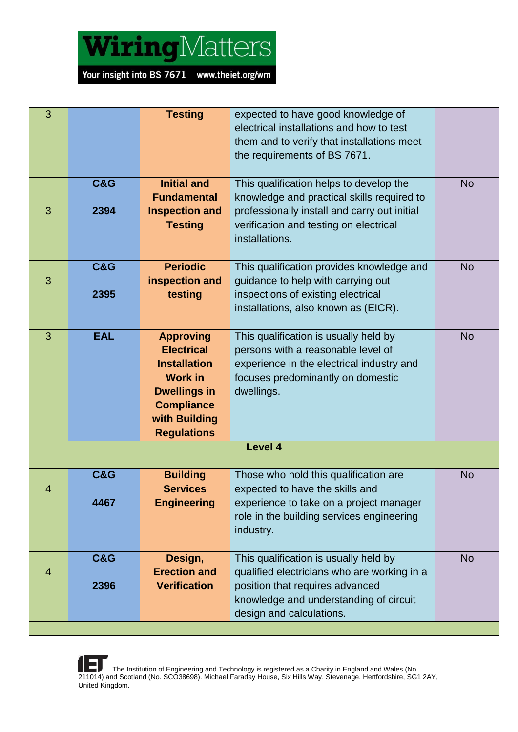| | | | | |
|---|---|---|---|---|
| 3 | | **Testing** | expected to have good knowledge of electrical installations and how to test them and to verify that installations meet the requirements of BS 7671. | |
| 3 | **C&G 2394** | **Initial and Fundamental Inspection and Testing** | This qualification helps to develop the knowledge and practical skills required to professionally install and carry out initial verification and testing on electrical installations. | No |
| 3 | **C&G 2395** | **Periodic inspection and testing** | This qualification provides knowledge and guidance to help with carrying out inspections of existing electrical installations, also known as (EICR). | No |
| 3 | **EAL** | **Approving Electrical Installation Work in Dwellings in Compliance with Building Regulations** | This qualification is usually held by persons with a reasonable level of experience in the electrical industry and focuses predominantly on domestic dwellings. | No |
| **Level 4** | | | | |
| 4 | **C&G 4467** | **Building Services Engineering** | Those who hold this qualification are expected to have the skills and experience to take on a project manager role in the building services engineering industry. | No |
| 4 | **C&G 2396** | **Design, Erection and Verification** | This qualification is usually held by qualified electricians who are working in a position that requires advanced knowledge and understanding of circuit design and calculations. | No |

The Institution of Engineering and Technology is registered as a Charity in England and Wales (No. 211014) and Scotland (No. SCO38698). Michael Faraday House, Six Hills Way, Stevenage, Hertfordshire, SG1 2AY, United Kingdom.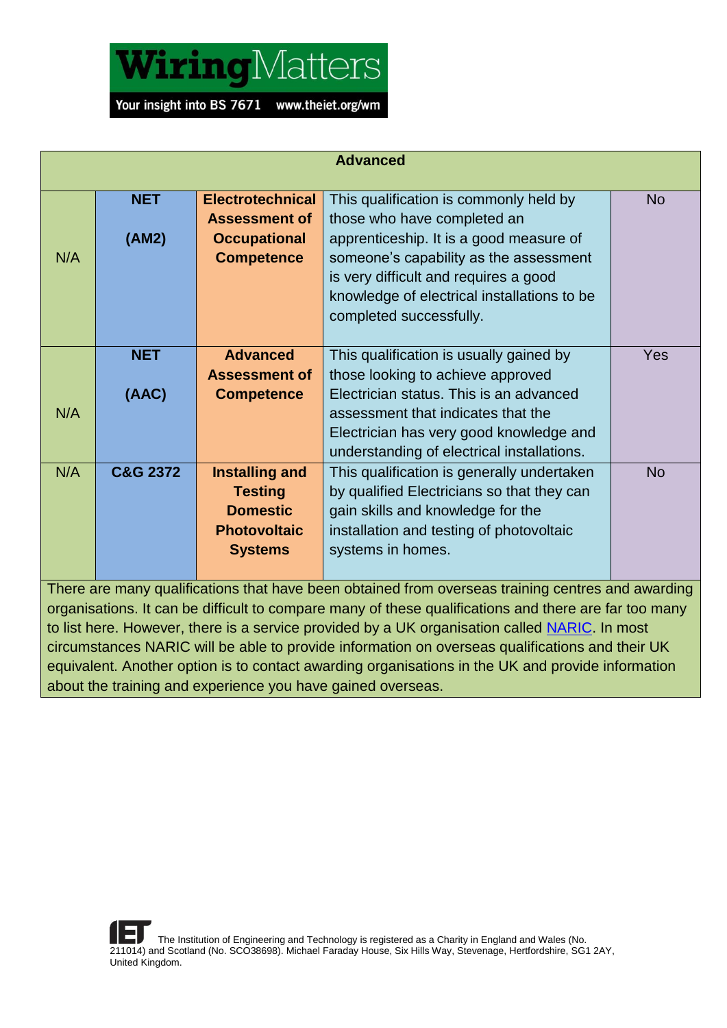| | | | | |
|---|---|---|---|---|
| **Advanced** | | | | |
| N/A | **NET (AM2)** | **Electrotechnical Assessment of Occupational Competence** | This qualification is commonly held by those who have completed an apprenticeship. It is a good measure of someone's capability as the assessment is very difficult and requires a good knowledge of electrical installations to be completed successfully. | No |
| N/A | **NET (AAC)** | **Advanced Assessment of Competence** | This qualification is usually gained by those looking to achieve approved Electrician status. This is an advanced assessment that indicates that the Electrician has very good knowledge and understanding of electrical installations. | Yes |
| N/A | **C&G 2372** | **Installing and Testing Domestic Photovoltaic Systems** | This qualification is generally undertaken by qualified Electricians so that they can gain skills and knowledge for the installation and testing of photovoltaic systems in homes. | No |

There are many qualifications that have been obtained from overseas training centres and awarding organisations. It can be difficult to compare many of these qualifications and there are far too many to list here. However, there is a service provided by a UK organisation called NARIC. In most circumstances NARIC will be able to provide information on overseas qualifications and their UK equivalent. Another option is to contact awarding organisations in the UK and provide information about the training and experience you have gained overseas.